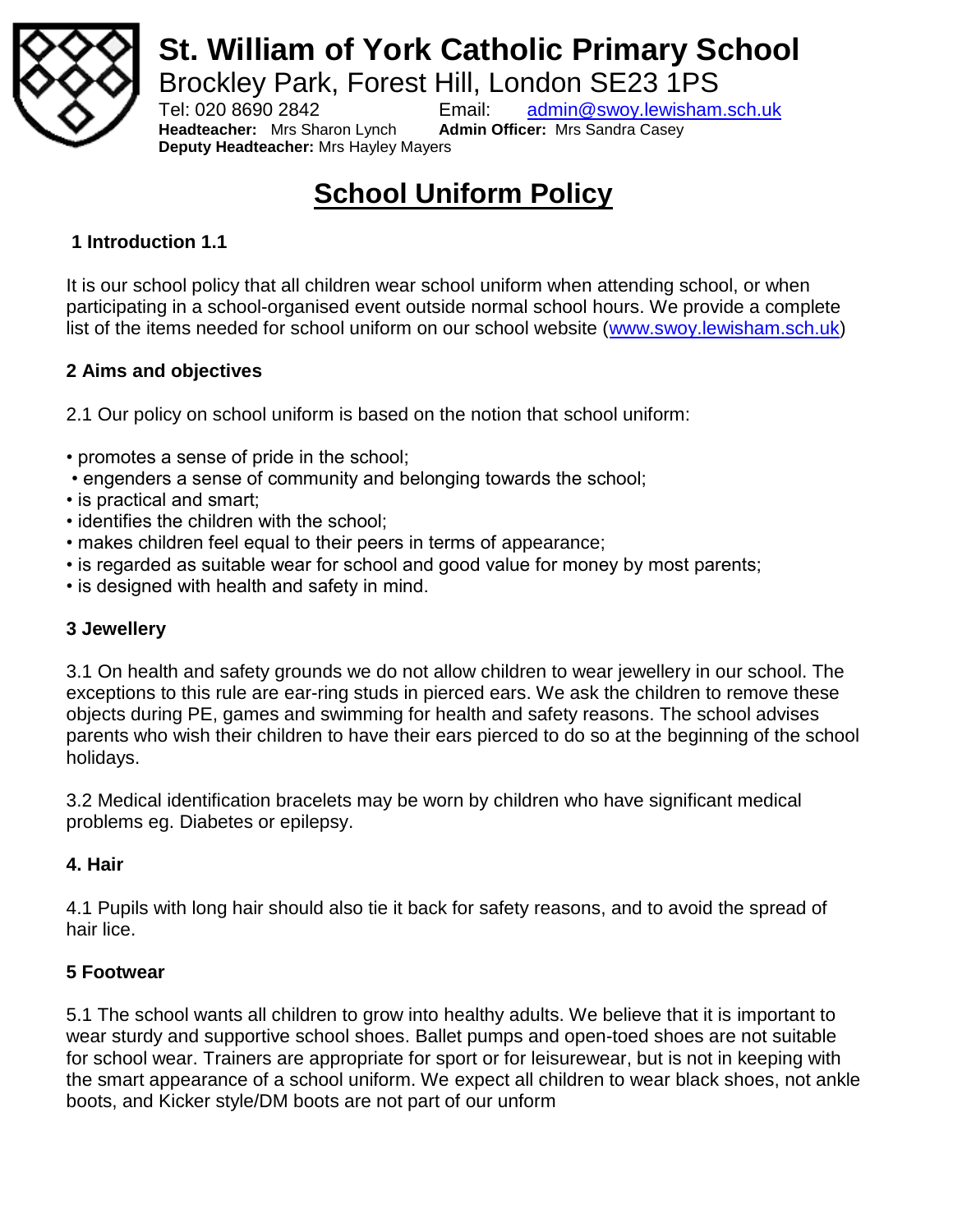# St. William of York Catholic Primary School

Brockley Park, Forest Hill, London SE23 1PS

Tel: 020 8690 2842 Email: admin@swoy.lewisham.sch.uk

**Headteacher:** Mrs Sharon Lynch **Admin Officer:** Mrs Sandra Casey

**Deputy Headteacher:** Mrs Hayley Mayers

# School Uniform Policy

### 1 Introduction 1.1

It is our school policy that all children wear school uniform when attending school, or when participating in a school-organised event outside normal school hours. We provide a complete list of the items needed for school uniform on our school website (www.swoy.lewisham.sch.uk)

### 2 Aims and objectives

2.1 Our policy on school uniform is based on the notion that school uniform:

- promotes a sense of pride in the school;
- engenders a sense of community and belonging towards the school;
- is practical and smart;
- identifies the children with the school;
- makes children feel equal to their peers in terms of appearance;
- is regarded as suitable wear for school and good value for money by most parents;
- is designed with health and safety in mind.

### 3 Jewellery

3.1 On health and safety grounds we do not allow children to wear jewellery in our school. The exceptions to this rule are ear-ring studs in pierced ears. We ask the children to remove these objects during PE, games and swimming for health and safety reasons. The school advises parents who wish their children to have their ears pierced to do so at the beginning of the school holidays.

3.2 Medical identification bracelets may be worn by children who have significant medical problems eg. Diabetes or epilepsy.

### 4. Hair

4.1 Pupils with long hair should also tie it back for safety reasons, and to avoid the spread of hair lice.

### 5 Footwear

5.1 The school wants all children to grow into healthy adults. We believe that it is important to wear sturdy and supportive school shoes. Ballet pumps and open-toed shoes are not suitable for school wear. Trainers are appropriate for sport or for leisurewear, but is not in keeping with the smart appearance of a school uniform. We expect all children to wear black shoes, not ankle boots, and Kicker style/DM boots are not part of our unform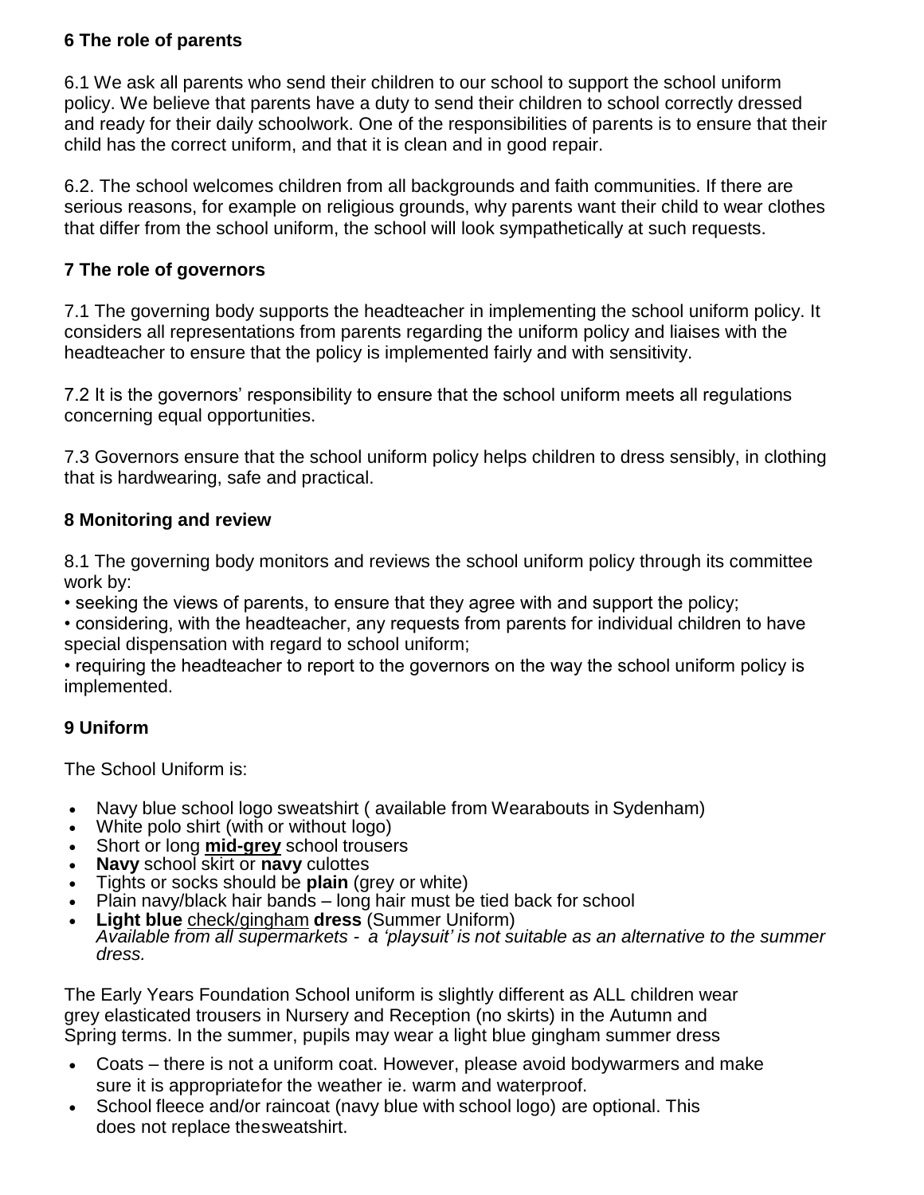## 6 The role of parents

6.1 We ask all parents who send their children to our school to support the school uniform policy. We believe that parents have a duty to send their children to school correctly dressed and ready for their daily schoolwork. One of the responsibilities of parents is to ensure that their child has the correct uniform, and that it is clean and in good repair.

6.2. The school welcomes children from all backgrounds and faith communities. If there are serious reasons, for example on religious grounds, why parents want their child to wear clothes that differ from the school uniform, the school will look sympathetically at such requests.

## 7 The role of governors

7.1 The governing body supports the headteacher in implementing the school uniform policy. It considers all representations from parents regarding the uniform policy and liaises with the headteacher to ensure that the policy is implemented fairly and with sensitivity.

7.2 It is the governors' responsibility to ensure that the school uniform meets all regulations concerning equal opportunities.

7.3 Governors ensure that the school uniform policy helps children to dress sensibly, in clothing that is hardwearing, safe and practical.

## 8 Monitoring and review

8.1 The governing body monitors and reviews the school uniform policy through its committee work by:

- seeking the views of parents, to ensure that they agree with and support the policy;
- considering, with the headteacher, any requests from parents for individual children to have special dispensation with regard to school uniform;
- requiring the headteacher to report to the governors on the way the school uniform policy is implemented.

## 9 Uniform

The School Uniform is:

- Navy blue school logo sweatshirt ( available from Wearabouts in Sydenham)
- White polo shirt (with or without logo)
- Short or long **mid-grey** school trousers
- **Navy** school skirt or **navy** culottes
- Tights or socks should be **plain** (grey or white)
- Plain navy/black hair bands – long hair must be tied back for school
- **Light blue** check/gingham **dress** (Summer Uniform)
  *Available from all supermarkets - a 'playsuit' is not suitable as an alternative to the summer dress.*

The Early Years Foundation School uniform is slightly different as ALL children wear grey elasticated trousers in Nursery and Reception (no skirts) in the Autumn and Spring terms. In the summer, pupils may wear a light blue gingham summer dress

- Coats – there is not a uniform coat. However, please avoid bodywarmers and make sure it is appropriatefor the weather ie. warm and waterproof.
- School fleece and/or raincoat (navy blue with school logo) are optional. This does not replace thesweatshirt.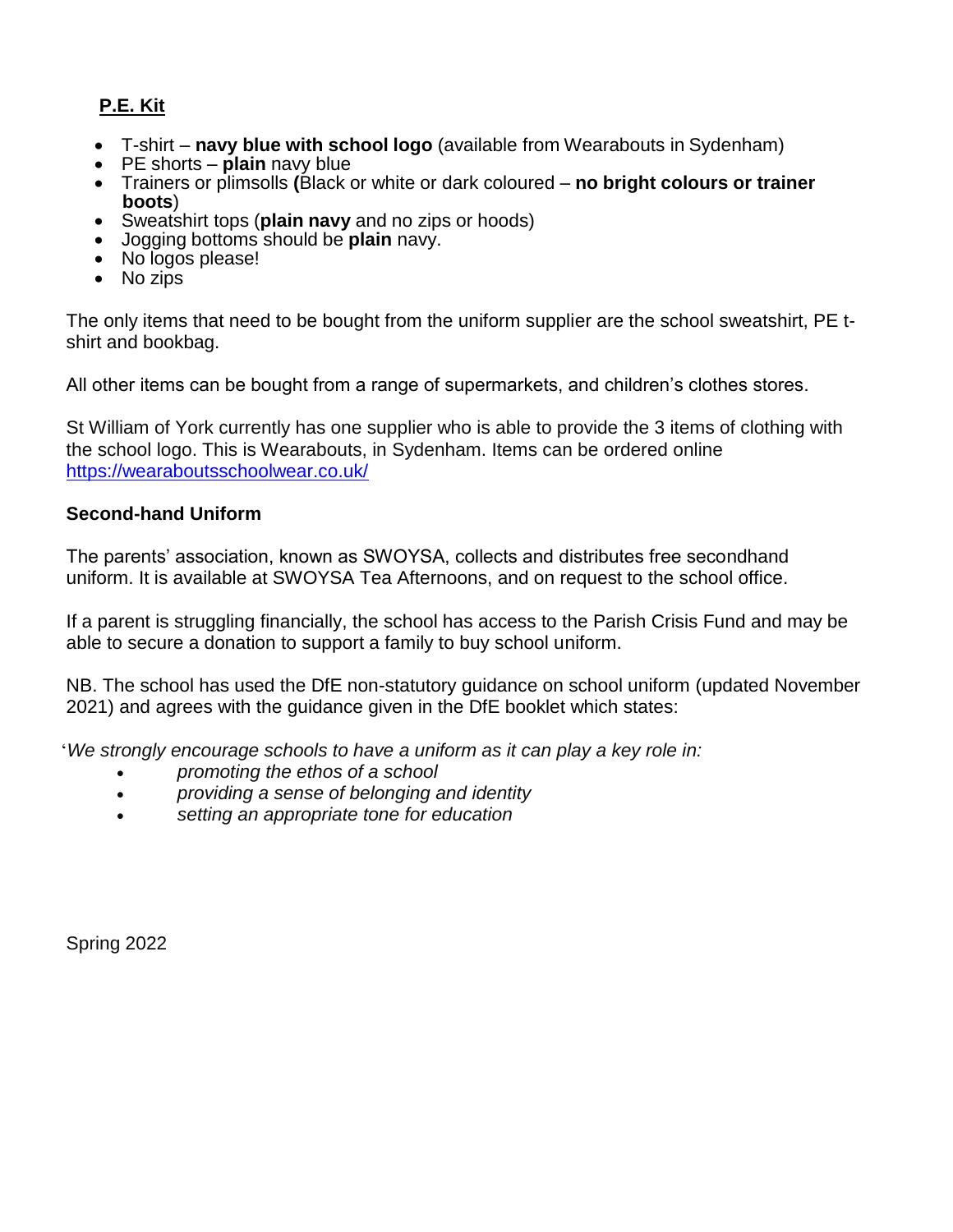**<u>P.E. Kit</u>**

- T-shirt – **navy blue with school logo** (available from Wearabouts in Sydenham)
- PE shorts – **plain** navy blue
- Trainers or plimsolls **(**Black or white or dark coloured – **no bright colours or trainer boots**)
- Sweatshirt tops (**plain navy** and no zips or hoods)
- Jogging bottoms should be **plain** navy.
- No logos please!
- No zips

The only items that need to be bought from the uniform supplier are the school sweatshirt, PE t-shirt and bookbag.

All other items can be bought from a range of supermarkets, and children's clothes stores.

St William of York currently has one supplier who is able to provide the 3 items of clothing with the school logo. This is Wearabouts, in Sydenham. Items can be ordered online https://wearaboutsschoolwear.co.uk/

**Second-hand Uniform**

The parents' association, known as SWOYSA, collects and distributes free secondhand uniform. It is available at SWOYSA Tea Afternoons, and on request to the school office.

If a parent is struggling financially, the school has access to the Parish Crisis Fund and may be able to secure a donation to support a family to buy school uniform.

NB. The school has used the DfE non-statutory guidance on school uniform (updated November 2021) and agrees with the guidance given in the DfE booklet which states:

'*We strongly encourage schools to have a uniform as it can play a key role in:*

- *promoting the ethos of a school*
- *providing a sense of belonging and identity*
- *setting an appropriate tone for education*

Spring 2022